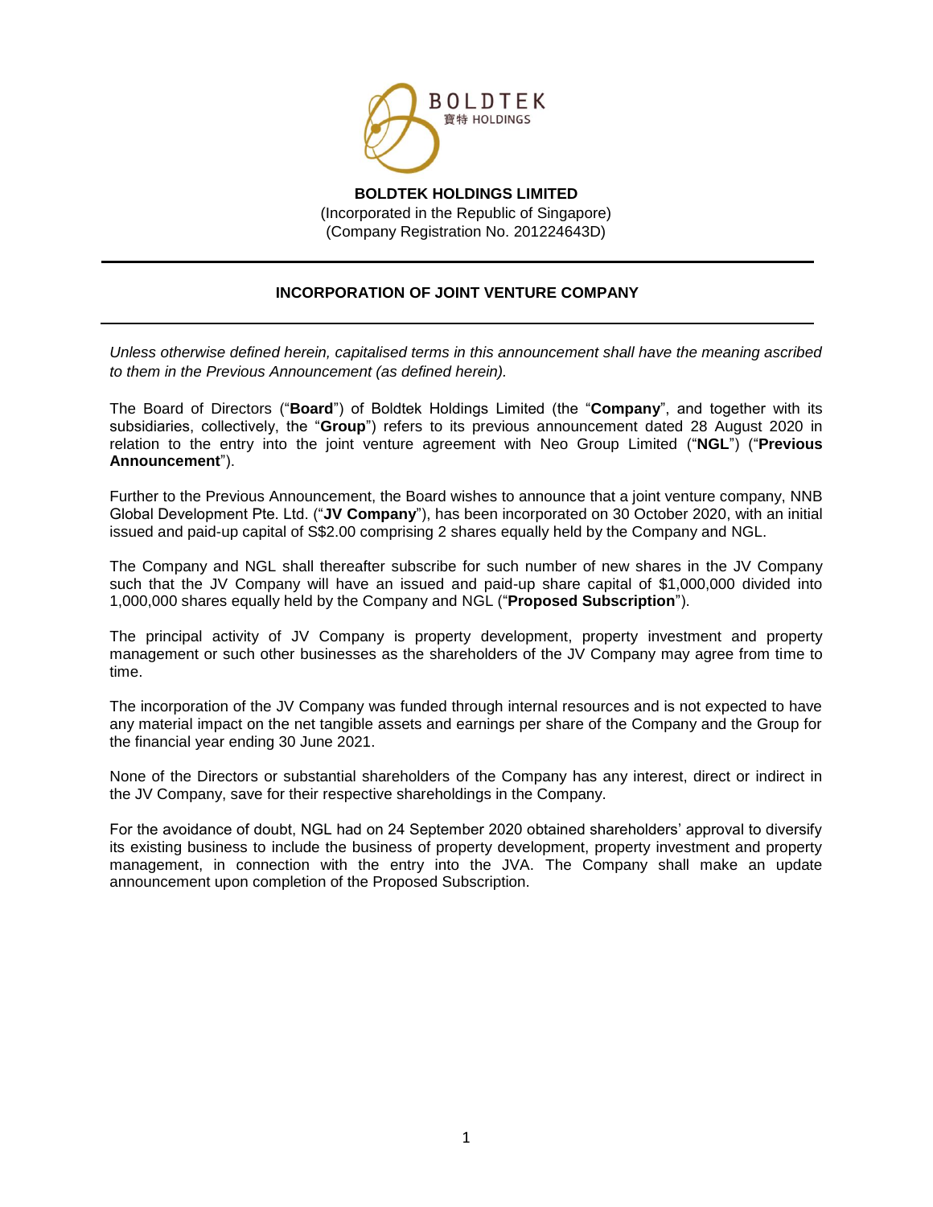**BOLDTEK HOLDINGS LIMITED**
(Incorporated in the Republic of Singapore)
(Company Registration No. 201224643D)

---

## INCORPORATION OF JOINT VENTURE COMPANY

---

*Unless otherwise defined herein, capitalised terms in this announcement shall have the meaning ascribed to them in the Previous Announcement (as defined herein).*

The Board of Directors ("**Board**") of Boldtek Holdings Limited (the "**Company**", and together with its subsidiaries, collectively, the "**Group**") refers to its previous announcement dated 28 August 2020 in relation to the entry into the joint venture agreement with Neo Group Limited ("**NGL**") ("**Previous Announcement**").

Further to the Previous Announcement, the Board wishes to announce that a joint venture company, NNB Global Development Pte. Ltd. ("**JV Company**"), has been incorporated on 30 October 2020, with an initial issued and paid-up capital of S$2.00 comprising 2 shares equally held by the Company and NGL.

The Company and NGL shall thereafter subscribe for such number of new shares in the JV Company such that the JV Company will have an issued and paid-up share capital of $1,000,000 divided into 1,000,000 shares equally held by the Company and NGL ("**Proposed Subscription**").

The principal activity of JV Company is property development, property investment and property management or such other businesses as the shareholders of the JV Company may agree from time to time.

The incorporation of the JV Company was funded through internal resources and is not expected to have any material impact on the net tangible assets and earnings per share of the Company and the Group for the financial year ending 30 June 2021.

None of the Directors or substantial shareholders of the Company has any interest, direct or indirect in the JV Company, save for their respective shareholdings in the Company.

For the avoidance of doubt, NGL had on 24 September 2020 obtained shareholders' approval to diversify its existing business to include the business of property development, property investment and property management, in connection with the entry into the JVA. The Company shall make an update announcement upon completion of the Proposed Subscription.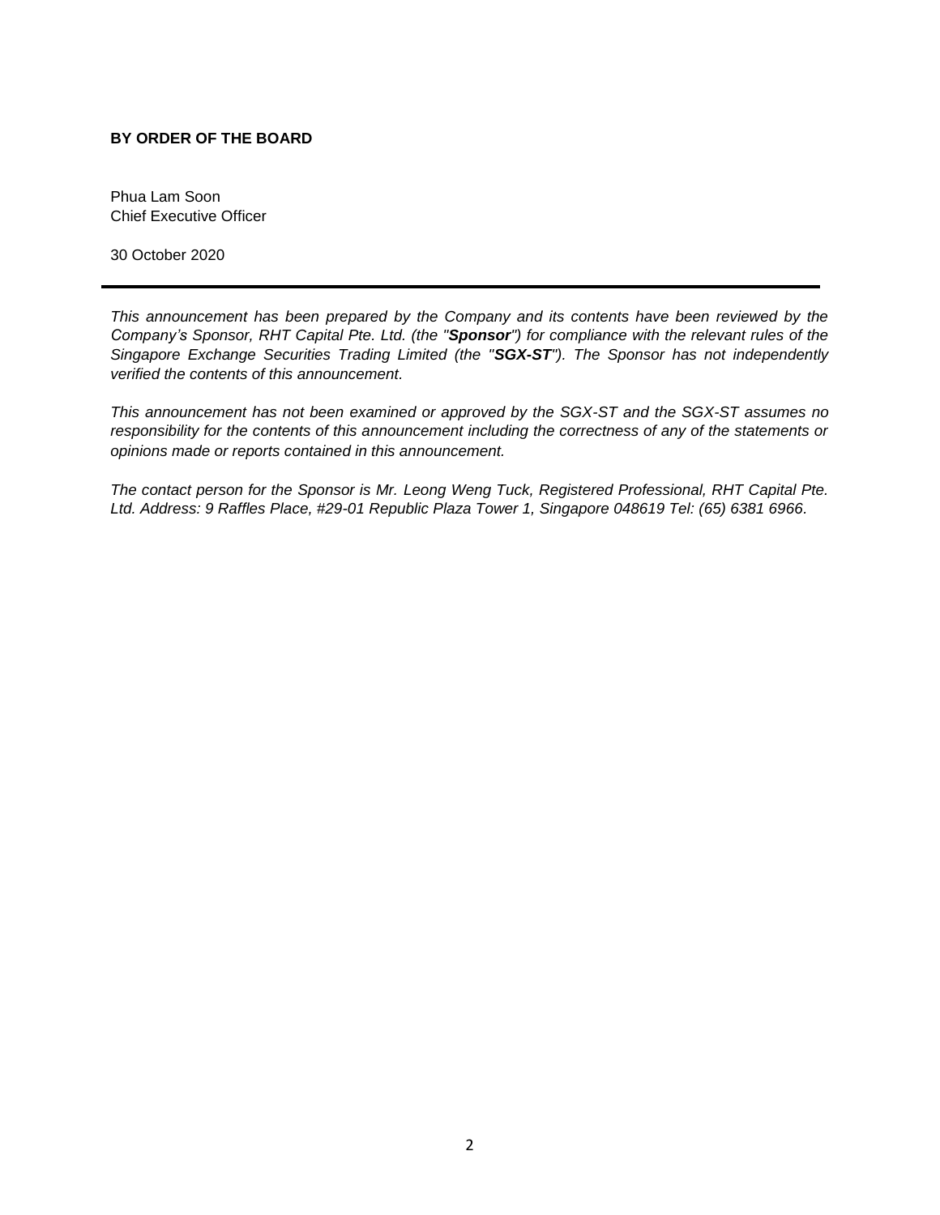**BY ORDER OF THE BOARD**

Phua Lam Soon
Chief Executive Officer

30 October 2020

---

*This announcement has been prepared by the Company and its contents have been reviewed by the Company's Sponsor, RHT Capital Pte. Ltd. (the "**Sponsor**") for compliance with the relevant rules of the Singapore Exchange Securities Trading Limited (the "**SGX-ST**"). The Sponsor has not independently verified the contents of this announcement.*

*This announcement has not been examined or approved by the SGX-ST and the SGX-ST assumes no responsibility for the contents of this announcement including the correctness of any of the statements or opinions made or reports contained in this announcement.*

*The contact person for the Sponsor is Mr. Leong Weng Tuck, Registered Professional, RHT Capital Pte. Ltd. Address: 9 Raffles Place, #29-01 Republic Plaza Tower 1, Singapore 048619 Tel: (65) 6381 6966.*